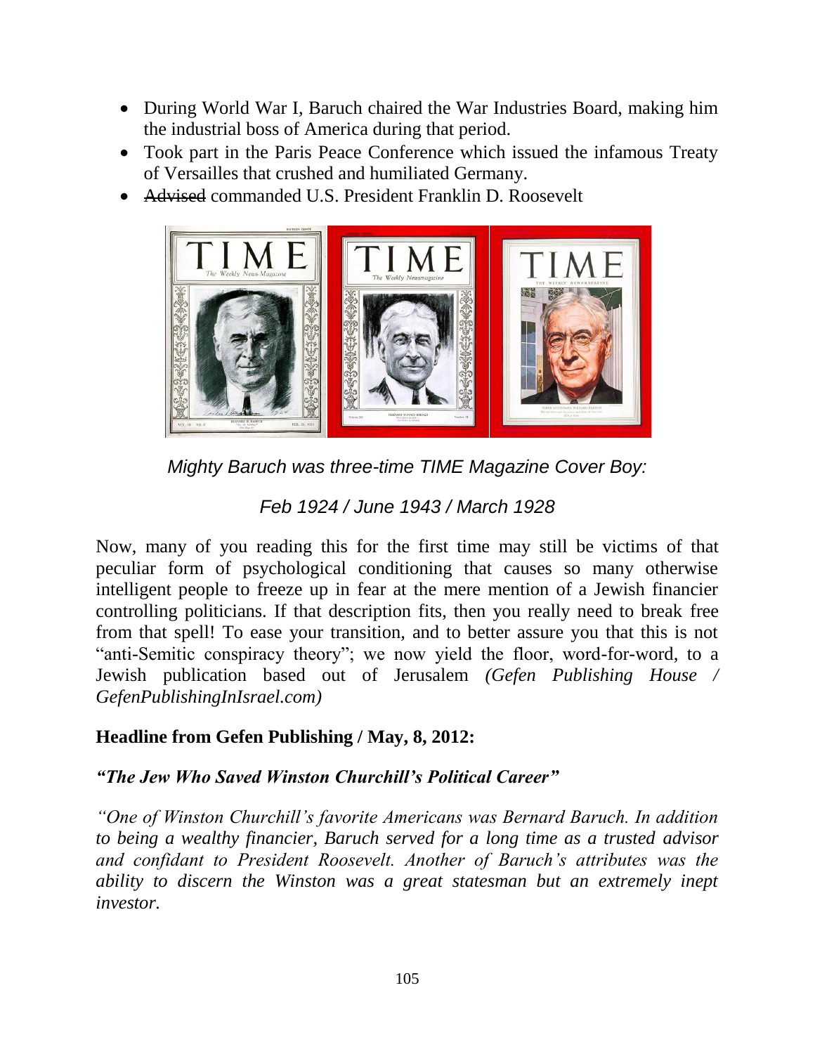- During World War I, Baruch chaired the War Industries Board, making him the industrial boss of America during that period.
- Took part in the Paris Peace Conference which issued the infamous Treaty of Versailles that crushed and humiliated Germany.
- ~~Advised~~ commanded U.S. President Franklin D. Roosevelt

*Mighty Baruch was three-time TIME Magazine Cover Boy:*

*Feb 1924 / June 1943 / March 1928*

Now, many of you reading this for the first time may still be victims of that peculiar form of psychological conditioning that causes so many otherwise intelligent people to freeze up in fear at the mere mention of a Jewish financier controlling politicians. If that description fits, then you really need to break free from that spell! To ease your transition, and to better assure you that this is not "anti-Semitic conspiracy theory"; we now yield the floor, word-for-word, to a Jewish publication based out of Jerusalem *(Gefen Publishing House / GefenPublishingInIsrael.com)*

**Headline from Gefen Publishing / May, 8, 2012:**

***"The Jew Who Saved Winston Churchill's Political Career"***

*"One of Winston Churchill's favorite Americans was Bernard Baruch. In addition to being a wealthy financier, Baruch served for a long time as a trusted advisor and confidant to President Roosevelt. Another of Baruch's attributes was the ability to discern the Winston was a great statesman but an extremely inept investor.*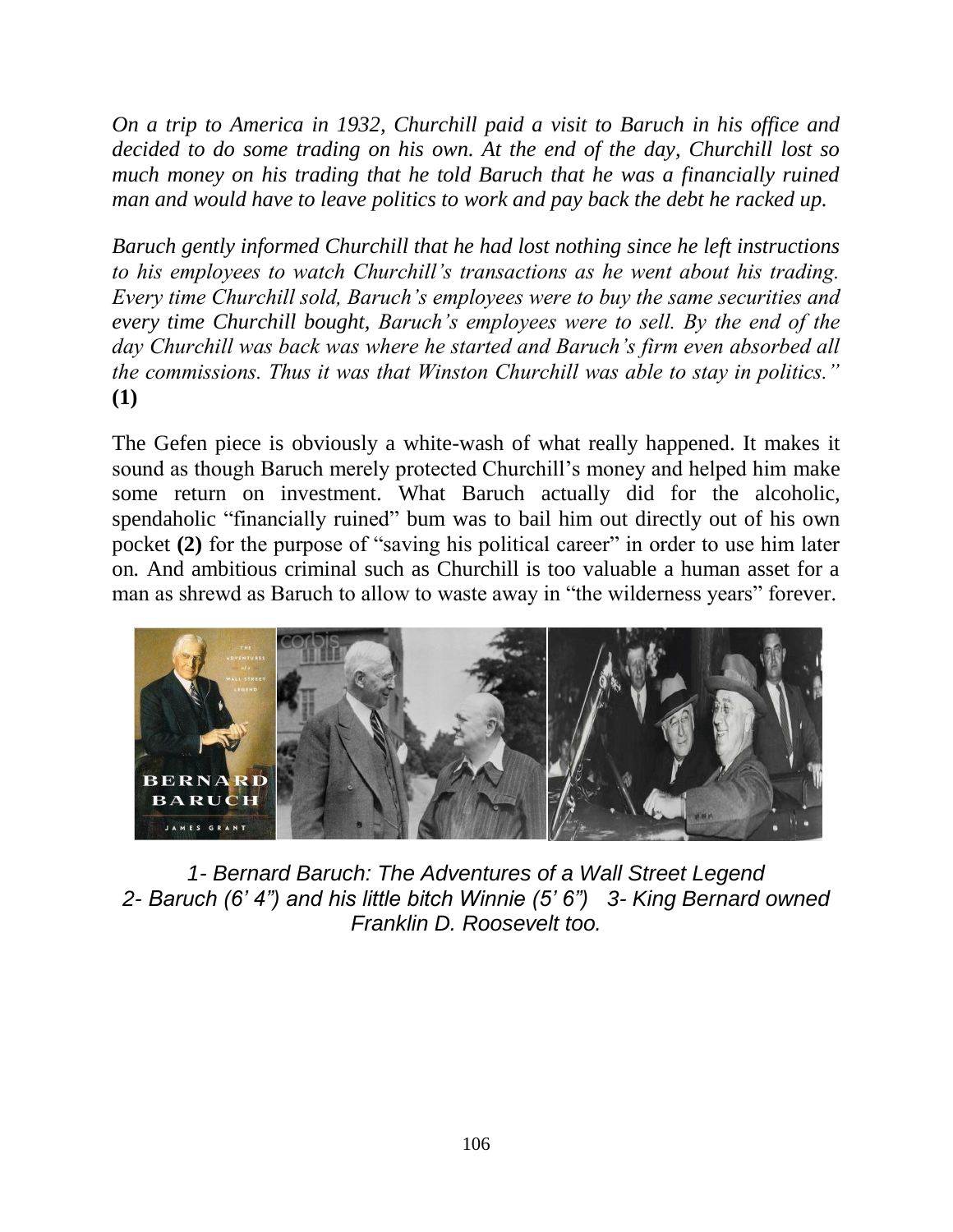*On a trip to America in 1932, Churchill paid a visit to Baruch in his office and decided to do some trading on his own. At the end of the day, Churchill lost so much money on his trading that he told Baruch that he was a financially ruined man and would have to leave politics to work and pay back the debt he racked up.*

*Baruch gently informed Churchill that he had lost nothing since he left instructions to his employees to watch Churchill's transactions as he went about his trading. Every time Churchill sold, Baruch's employees were to buy the same securities and every time Churchill bought, Baruch's employees were to sell. By the end of the day Churchill was back was where he started and Baruch's firm even absorbed all the commissions. Thus it was that Winston Churchill was able to stay in politics."* **(1)**

The Gefen piece is obviously a white-wash of what really happened. It makes it sound as though Baruch merely protected Churchill's money and helped him make some return on investment. What Baruch actually did for the alcoholic, spendaholic "financially ruined" bum was to bail him out directly out of his own pocket **(2)** for the purpose of "saving his political career" in order to use him later on. And ambitious criminal such as Churchill is too valuable a human asset for a man as shrewd as Baruch to allow to waste away in "the wilderness years" forever.

*1- Bernard Baruch: The Adventures of a Wall Street Legend*
*2- Baruch (6' 4") and his little bitch Winnie (5' 6") 3- King Bernard owned Franklin D. Roosevelt too.*